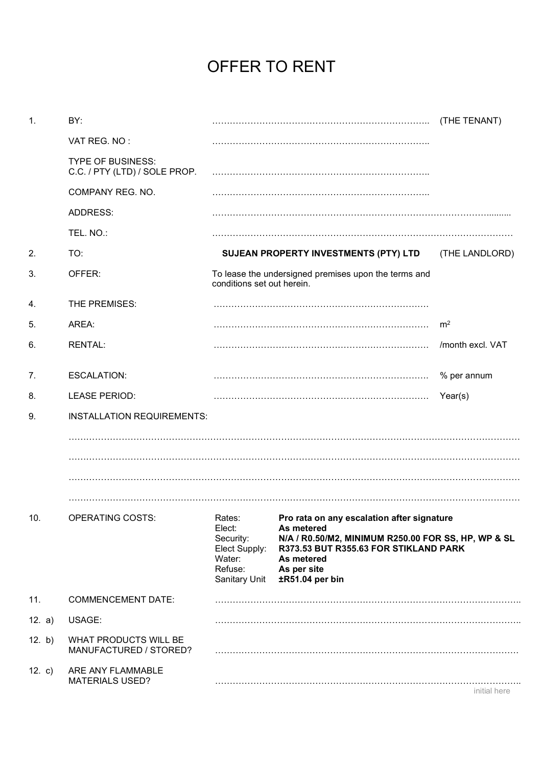# OFFER TO RENT

| | | | |
|---|---|---|---|
| 1. | BY: | ………………………………………………………………. | (THE TENANT) |
| | VAT REG. NO : | ………………………………………………………………. | |
| | TYPE OF BUSINESS: C.C. / PTY (LTD) / SOLE PROP. | ………………………………………………………………. | |
| | COMPANY REG. NO. | ………………………………………………………………. | |
| | ADDRESS: | ……………………………………………………………………………………….......... | |
| | TEL. NO.: | ………………………………………………………………………………………… | |
| 2. | TO: | **SUJEAN PROPERTY INVESTMENTS (PTY) LTD** | (THE LANDLORD) |
| 3. | OFFER: | To lease the undersigned premises upon the terms and conditions set out herein. | |
| 4. | THE PREMISES: | ……………………………………………………………… | |
| 5. | AREA: | ……………………………………………………………… | $m^2$ |
| 6. | RENTAL: | ……………………………………………………………… | /month excl. VAT |
| 7. | ESCALATION: | ……………………………………………………………… | % per annum |
| 8. | LEASE PERIOD: | ……………………………………………………………… | Year(s) |

9. INSTALLATION REQUIREMENTS:

……………………………………………………………………………………………………………………………

……………………………………………………………………………………………………………………………

……………………………………………………………………………………………………………………………

……………………………………………………………………………………………………………………………

10. OPERATING COSTS:

| | |
|---|---|
| Rates: | **Pro rata on any escalation after signature** |
| Elect: | **As metered** |
| Security: | **N/A / R0.50/M2, MINIMUM R250.00 FOR SS, HP, WP & SL** |
| Elect Supply: | **R373.53 BUT R355.63 FOR STIKLAND PARK** |
| Water: | **As metered** |
| Refuse: | **As per site** |
| Sanitary Unit | **±R51.04 per bin** |

| | | |
|---|---|---|
| 11. | COMMENCEMENT DATE: | ………………………………………………………………………………………….. |
| 12. a) | USAGE: | ………………………………………………………………………………………….. |
| 12. b) | WHAT PRODUCTS WILL BE MANUFACTURED / STORED? | ………………………………………………………………………………………… |
| 12. c) | ARE ANY FLAMMABLE MATERIALS USED? | ………………………………………………………………………………………….. |

initial here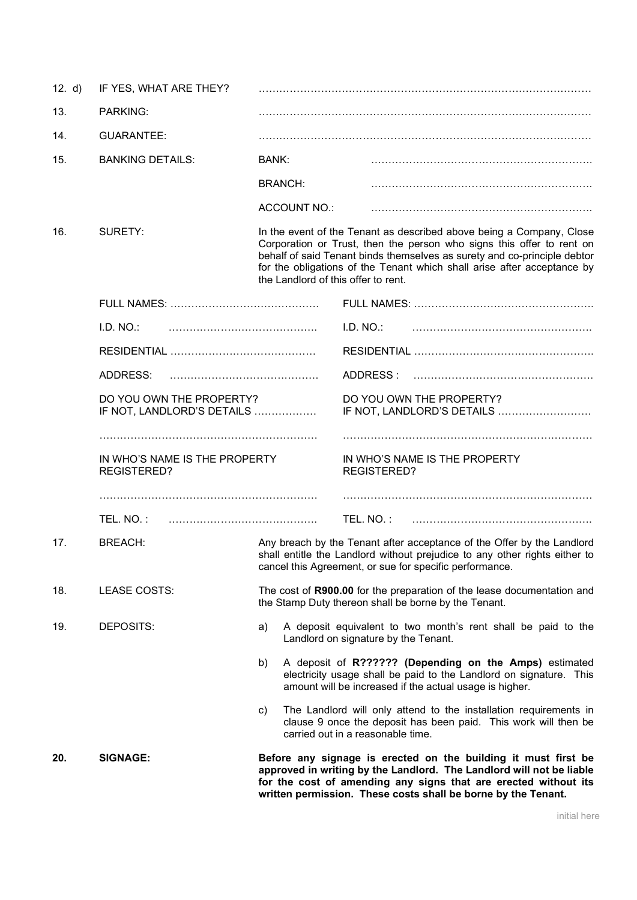12. d) IF YES, WHAT ARE THEY? ……………………………………………………………………………………

13. PARKING: ……………………………………………………………………………………

14. GUARANTEE: ……………………………………………………………………………………

15. BANKING DETAILS:

BANK: ……………………………………………………………

BRANCH: ……………………………………………………………

ACCOUNT NO.: ……………………………………………………………

16. SURETY: In the event of the Tenant as described above being a Company, Close Corporation or Trust, then the person who signs this offer to rent on behalf of said Tenant binds themselves as surety and co-principle debtor for the obligations of the Tenant which shall arise after acceptance by the Landlord of this offer to rent.

| | |
|---|---|
| FULL NAMES: …………………………………… | FULL NAMES: …………………………………………… |
| I.D. NO.: …………………………………… | I.D. NO.: …………………………………………… |
| RESIDENTIAL …………………………………… | RESIDENTIAL …………………………………………… |
| ADDRESS: …………………………………… | ADDRESS : …………………………………………… |
| DO YOU OWN THE PROPERTY? IF NOT, LANDLORD'S DETAILS ……………… | DO YOU OWN THE PROPERTY? IF NOT, LANDLORD'S DETAILS ……………………… |
| …………………………………………………… | …………………………………………………………… |
| IN WHO'S NAME IS THE PROPERTY REGISTERED? | IN WHO'S NAME IS THE PROPERTY REGISTERED? |
| …………………………………………………… | …………………………………………………………… |
| TEL. NO. : …………………………………… | TEL. NO. : …………………………………………… |

17. BREACH: Any breach by the Tenant after acceptance of the Offer by the Landlord shall entitle the Landlord without prejudice to any other rights either to cancel this Agreement, or sue for specific performance.

18. LEASE COSTS: The cost of **R900.00** for the preparation of the lease documentation and the Stamp Duty thereon shall be borne by the Tenant.

19. DEPOSITS:

a) A deposit equivalent to two month's rent shall be paid to the Landlord on signature by the Tenant.

b) A deposit of **R?????? (Depending on the Amps)** estimated electricity usage shall be paid to the Landlord on signature. This amount will be increased if the actual usage is higher.

c) The Landlord will only attend to the installation requirements in clause 9 once the deposit has been paid. This work will then be carried out in a reasonable time.

**20. SIGNAGE: Before any signage is erected on the building it must first be approved in writing by the Landlord. The Landlord will not be liable for the cost of amending any signs that are erected without its written permission. These costs shall be borne by the Tenant.**

initial here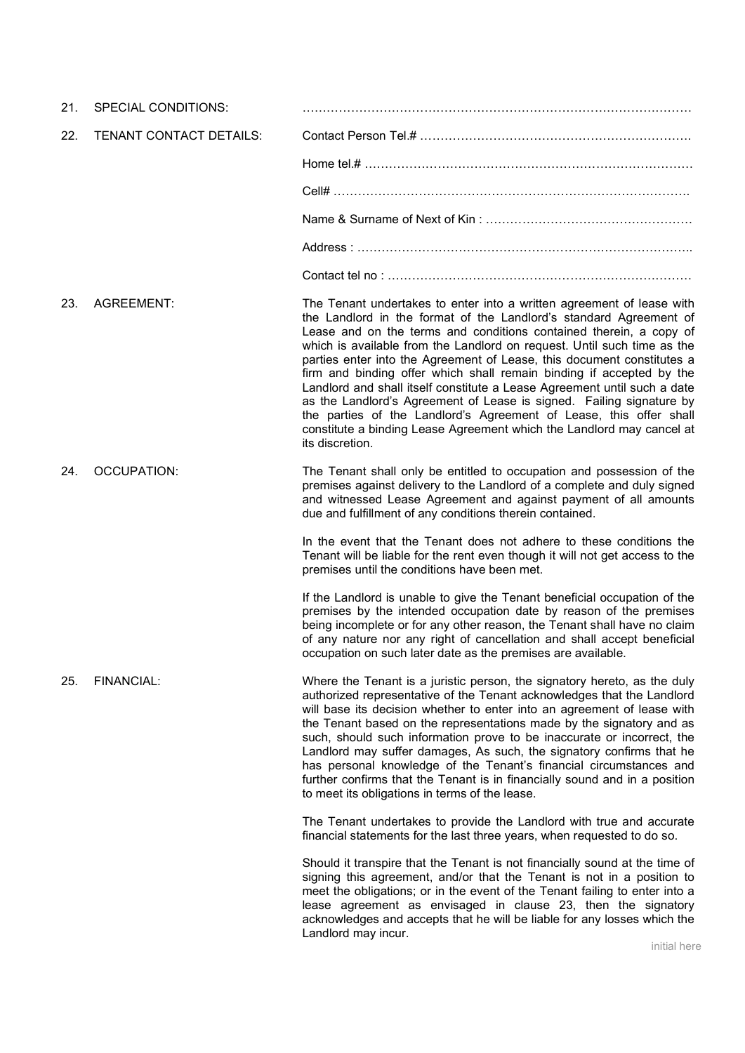21. SPECIAL CONDITIONS: ……………………………………………………………………………………

22. TENANT CONTACT DETAILS:

Contact Person Tel.# ………………………………………………………….

Home tel.# ………………………………………………………………………

Cell# …………………………………………………………………………….

Name & Surname of Next of Kin : ……………………………………………

Address : ………………………………………………………………………..

Contact tel no : …………………………………………………………………

23. AGREEMENT:

The Tenant undertakes to enter into a written agreement of lease with the Landlord in the format of the Landlord's standard Agreement of Lease and on the terms and conditions contained therein, a copy of which is available from the Landlord on request. Until such time as the parties enter into the Agreement of Lease, this document constitutes a firm and binding offer which shall remain binding if accepted by the Landlord and shall itself constitute a Lease Agreement until such a date as the Landlord's Agreement of Lease is signed. Failing signature by the parties of the Landlord's Agreement of Lease, this offer shall constitute a binding Lease Agreement which the Landlord may cancel at its discretion.

24. OCCUPATION:

The Tenant shall only be entitled to occupation and possession of the premises against delivery to the Landlord of a complete and duly signed and witnessed Lease Agreement and against payment of all amounts due and fulfillment of any conditions therein contained.

In the event that the Tenant does not adhere to these conditions the Tenant will be liable for the rent even though it will not get access to the premises until the conditions have been met.

If the Landlord is unable to give the Tenant beneficial occupation of the premises by the intended occupation date by reason of the premises being incomplete or for any other reason, the Tenant shall have no claim of any nature nor any right of cancellation and shall accept beneficial occupation on such later date as the premises are available.

25. FINANCIAL:

Where the Tenant is a juristic person, the signatory hereto, as the duly authorized representative of the Tenant acknowledges that the Landlord will base its decision whether to enter into an agreement of lease with the Tenant based on the representations made by the signatory and as such, should such information prove to be inaccurate or incorrect, the Landlord may suffer damages, As such, the signatory confirms that he has personal knowledge of the Tenant's financial circumstances and further confirms that the Tenant is in financially sound and in a position to meet its obligations in terms of the lease.

The Tenant undertakes to provide the Landlord with true and accurate financial statements for the last three years, when requested to do so.

Should it transpire that the Tenant is not financially sound at the time of signing this agreement, and/or that the Tenant is not in a position to meet the obligations; or in the event of the Tenant failing to enter into a lease agreement as envisaged in clause 23, then the signatory acknowledges and accepts that he will be liable for any losses which the Landlord may incur.

initial here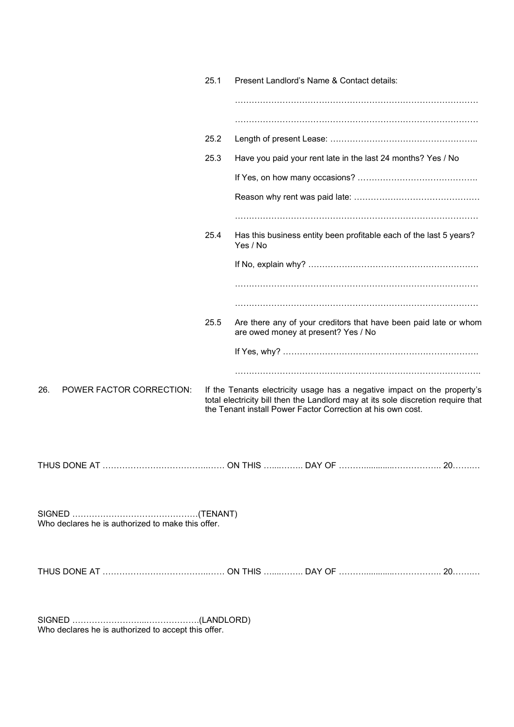25.1 Present Landlord's Name & Contact details:

……………………………………………………………………………

……………………………………………………………………………

25.2 Length of present Lease: ……………………………………………..

25.3 Have you paid your rent late in the last 24 months? Yes / No

If Yes, on how many occasions? …………………………………….

Reason why rent was paid late: ………………………………………

……………………………………………………………………………

25.4 Has this business entity been profitable each of the last 5 years? Yes / No

If No, explain why? ……………………………………………………

……………………………………………………………………………

……………………………………………………………………………

25.5 Are there any of your creditors that have been paid late or whom are owed money at present? Yes / No

If Yes, why? ……………………………………………………………

……………………………………………………………………………

26. POWER FACTOR CORRECTION: If the Tenants electricity usage has a negative impact on the property's total electricity bill then the Landlord may at its sole discretion require that the Tenant install Power Factor Correction at his own cost.

THUS DONE AT …………………………………..…. ON THIS …..…….. DAY OF ……..........…………….. 20….….

SIGNED ………………………………………(TENANT)
Who declares he is authorized to make this offer.

THUS DONE AT …………………………………..…. ON THIS …..…….. DAY OF ……..........…………….. 20….….

SIGNED ……………………...……………….(LANDLORD)
Who declares he is authorized to accept this offer.